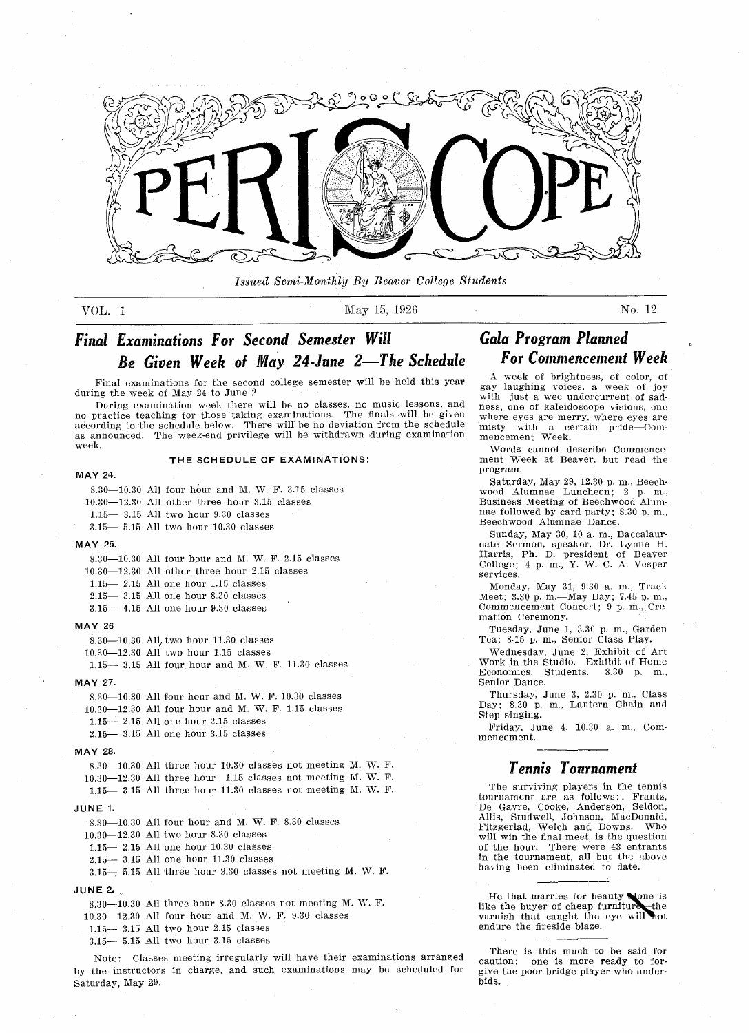# PERISCOPE

*Issued Semi-Monthly By Beaver College Students*

VOL. 1 — May 15, 1926 — No. 12

## *Final Examinations For Second Semester Will Be Given Week of May 24-June 2—The Schedule*

Final examinations for the second college semester will be held this year during the week of May 24 to June 2.

During examination week there will be no classes, no music lessons, and no practice teaching for those taking examinations. The finals will be given according to the schedule below. There will be no deviation from the schedule as announced. The week-end privilege will be withdrawn during examination week.

### THE SCHEDULE OF EXAMINATIONS:

**MAY 24.**

8.30—10.30 All four hour and M. W. F. 3.15 classes
10.30—12.30 All other three hour 3.15 classes
1.15— 3.15 All two hour 9.30 classes
3.15— 5.15 All two hour 10.30 classes

**MAY 25.**

8.30—10.30 All four hour and M. W. F. 2.15 classes
10.30—12.30 All other three hour 2.15 classes
1.15— 2.15 All one hour 1.15 classes
2.15— 3.15 All one hour 8.30 classes
3.15— 4.15 All one hour 9.30 classes

**MAY 26**

8.30—10.30 All two hour 11.30 classes
10.30—12.30 All two hour 1.15 classes
1.15— 3.15 All four hour and M. W. F. 11.30 classes

**MAY 27.**

8.30—10.30 All four hour and M. W. F. 10.30 classes
10.30—12.30 All four hour and M. W. F. 1.15 classes
1.15— 2.15 All one hour 2.15 classes
2.15— 3.15 All one hour 3.15 classes

**MAY 28.**

8.30—10.30 All three hour 10.30 classes not meeting M. W. F.
10.30—12.30 All three hour 1.15 classes not meeting M. W. F.
1.15— 3.15 All three hour 11.30 classes not meeting M. W. F.

**JUNE 1.**

8.30—10.30 All four hour and M. W. F. 8.30 classes
10.30—12.30 All two hour 8.30 classes
1.15— 2.15 All one hour 10.30 classes
2.15— 3.15 All one hour 11.30 classes
3.15— 5.15 All three hour 9.30 classes not meeting M. W. F.

**JUNE 2.**

8.30—10.30 All three hour 8.30 classes not meeting M. W. F.
10.30—12.30 All four hour and M. W. F. 9.30 classes
1.15— 3.15 All two hour 2.15 classes
3.15— 5.15 All two hour 3.15 classes

Note: Classes meeting irregularly will have their examinations arranged by the instructors in charge, and such examinations may be scheduled for Saturday, May 29.

## *Gala Program Planned For Commencement Week*

A week of brightness, of color, of gay laughing voices, a week of joy with just a wee undercurrent of sadness, one of kaleidoscope visions, one where eyes are merry, where eyes are misty with a certain pride—Commencement Week.

Words cannot describe Commencement Week at Beaver, but read the program.

Saturday, May 29, 12.30 p. m., Beechwood Alumnae Luncheon; 2 p. m., Business Meeting of Beechwood Alumnae followed by card party; 8.30 p. m., Beechwood Alumnae Dance.

Sunday, May 30, 10 a. m., Baccalaureate Sermon, speaker, Dr. Lynne H. Harris, Ph. D. president of Beaver College; 4 p. m., Y. W. C. A. Vesper services.

Monday, May 31, 9.30 a. m., Track Meet; 3.30 p. m.—May Day; 7.45 p. m., Commencement Concert; 9 p. m., Cremation Ceremony.

Tuesday, June 1, 3.30 p. m., Garden Tea; 8.15 p. m., Senior Class Play.

Wednesday, June 2, Exhibit of Art Work in the Studio. Exhibit of Home Economics, Students. 8.30 p. m., Senior Dance.

Thursday, June 3, 2.30 p. m., Class Day; 8.30 p. m., Lantern Chain and Step singing.

Friday, June 4, 10.30 a. m., Commencement.

## *Tennis Tournament*

The surviving players in the tennis tournament are as follows: Frantz, De Gavre, Cooke, Anderson, Seldon, Allis, Studwell, Johnson, MacDonald, Fitzgerlad, Welch and Downs. Who will win the final meet, is the question of the hour. There were 43 entrants in the tournament, all but the above having been eliminated to date.

---

He that marries for beauty alone is like the buyer of cheap furniture—the varnish that caught the eye will not endure the fireside blaze.

---

There is this much to be said for caution: one is more ready to forgive the poor bridge player who underbids.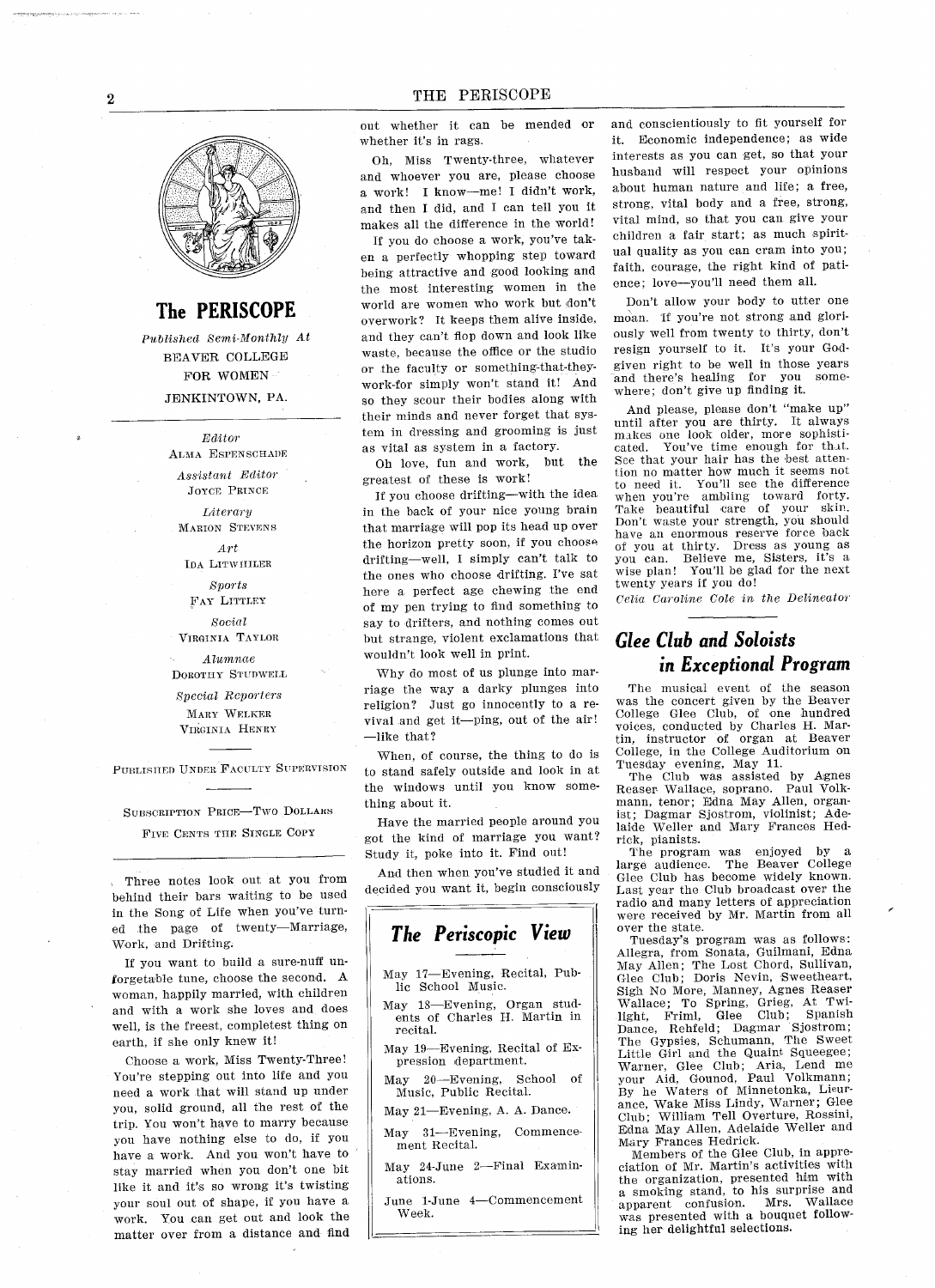## The PERISCOPE

*Published Semi-Monthly At*
BEAVER COLLEGE
FOR WOMEN
JENKINTOWN, PA.

*Editor*
ALMA ESPENSCHADE

*Assistant Editor*
JOYCE PRINCE

*Literary*
MARION STEVENS

*Art*
IDA LITWHILER

*Sports*
FAY LITTLEY

*Social*
VIRGINIA TAYLOR

*Alumnae*
DOROTHY STUDWELL

*Special Reporters*
MARY WELKER
VIRGINIA HENRY

PUBLISHED UNDER FACULTY SUPERVISION

SUBSCRIPTION PRICE—TWO DOLLARS
FIVE CENTS THE SINGLE COPY

---

Three notes look out at you from behind their bars waiting to be used in the Song of Life when you've turned the page of twenty—Marriage, Work, and Drifting.

If you want to build a sure-nuff unforgettable tune, choose the second. A woman, happily married, with children and with a work she loves and does well, is the freest, completest thing on earth, if she only knew it!

Choose a work, Miss Twenty-Three! You're stepping out into life and you need a work that will stand up under you, solid ground, all the rest of the trip. You won't have to marry because you have nothing else to do, if you have a work. And you won't have to stay married when you don't one bit like it and it's so wrong it's twisting your soul out of shape, if you have a work. You can get out and look the matter over from a distance and find out whether it can be mended or whether it's in rags.

Oh, Miss Twenty-three, whatever and whoever you are, please choose a work! I know—me! I didn't work, and then I did, and I can tell you it makes all the difference in the world!

If you do choose a work, you've taken a perfectly whopping step toward being attractive and good looking and the most interesting women in the world are women who work but don't overwork? It keeps them alive inside, and they can't flop down and look like waste, because the office or the studio or the faculty or something-that-they-work-for simply won't stand it! And so they scour their bodies along with their minds and never forget that system in dressing and grooming is just as vital as system in a factory.

Oh love, fun and work, but the greatest of these is work!

If you choose drifting—with the idea in the back of your nice young brain that marriage will pop its head up over the horizon pretty soon, if you choose drifting—well, I simply can't talk to the ones who choose drifting. I've sat here a perfect age chewing the end of my pen trying to find something to say to drifters, and nothing comes out but strange, violent exclamations that wouldn't look well in print.

Why do most of us plunge into marriage the way a darky plunges into religion? Just go innocently to a revival and get it—ping, out of the air! —like that?

When, of course, the thing to do is to stand safely outside and look in at the windows until you know something about it.

Have the married people around you got the kind of marriage you want? Study it, poke into it. Find out!

And then when you've studied it and decided you want it, begin consciously and conscientiously to fit yourself for it. Economic independence; as wide interests as you can get, so that your husband will respect your opinions about human nature and life; a free, strong, vital body and a free, strong, vital mind, so that you can give your children a fair start; as much spiritual quality as you can cram into you; faith, courage, the right kind of patience; love—you'll need them all.

Don't allow your body to utter one moan. If you're not strong and gloriously well from twenty to thirty, don't resign yourself to it. It's your God-given right to be well in those years and there's healing for you somewhere; don't give up finding it.

And please, please don't "make up" until after you are thirty. It always makes one look older, more sophisticated. You've time enough for that. See that your hair has the best attention no matter how much it seems not to need it. You'll see the difference when you're ambling toward forty. Take beautiful care of your skin. Don't waste your strength, you should have an enormous reserve force back of you at thirty. Dress as young as you can. Believe me, Sisters, it's a wise plan! You'll be glad for the next twenty years if you do!

*Celia Caroline Cole in the Delineator*

## The Periscopic View

May 17—Evening, Recital, Public School Music.

May 18—Evening, Organ students of Charles H. Martin in recital.

May 19—Evening, Recital of Expression department.

May 20—Evening, School of Music, Public Recital.

May 21—Evening, A. A. Dance.

May 31—Evening, Commencement Recital.

May 24-June 2—Final Examinations.

June 1-June 4—Commencement Week.

## Glee Club and Soloists in Exceptional Program

The musical event of the season was the concert given by the Beaver College Glee Club, of one hundred voices, conducted by Charles H. Martin, instructor of organ at Beaver College, in the College Auditorium on Tuesday evening, May 11.

The Club was assisted by Agnes Reaser Wallace, soprano. Paul Volkmann, tenor; Edna May Allen, organist; Dagmar Sjostrom, violinist; Adelaide Weller and Mary Frances Hedrick, pianists.

The program was enjoyed by a large audience. The Beaver College Glee Club has become widely known. Last year the Club broadcast over the radio and many letters of appreciation were received by Mr. Martin from all over the state.

Tuesday's program was as follows: Allegra, from Sonata, Guilmani, Edna May Allen; The Lost Chord, Sullivan, Glee Club; Doris Nevin, Sweetheart, Sigh No More, Manney, Agnes Reaser Wallace; To Spring, Grieg, At Twilight, Friml, Glee Club; Spanish Dance, Rehfeld; Dagmar Sjostrom; The Gypsies, Schumann, The Sweet Little Girl and the Quaint Squeegee; Warner, Glee Club; Aria, Lend me your Aid, Gounod, Paul Volkmann; By he Waters of Minnetonka, Lieurance, Wake Miss Lindy, Warner; Glee Club; William Tell Overture, Rossini, Edna May Allen, Adelaide Weller and Mary Frances Hedrick.

Members of the Glee Club, in appreciation of Mr. Martin's activities with the organization, presented him with a smoking stand, to his surprise and apparent confusion. Mrs. Wallace was presented with a bouquet following her delightful selections.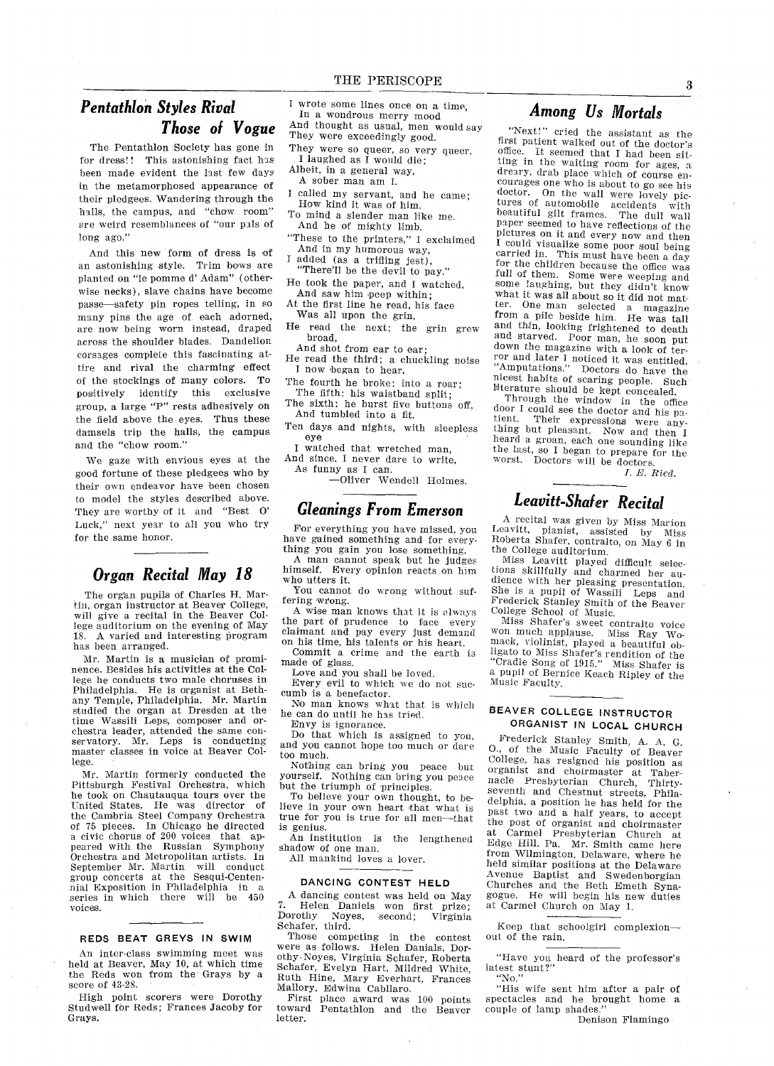## *Pentathlon Styles Rival Those of Vogue*

The Pentathlon Society has gone in for dress!! This astonishing fact has been made evident the last few days in the metamorphosed appearance of their pledgees. Wandering through the halls, the campus, and "chow room" are weird resemblances of "our pals of long ago."

And this new form of dress is of an astonishing style. Trim bows are planted on "le pomme d' Adam" (otherwise necks), slave chains have become passe—safety pin ropes telling, in so many pins the age of each adorned, are now being worn instead, draped across the shoulder blades. Dandelion corsages complete this fascinating attire and rival the charming effect of the stockings of many colors. To positively identify this exclusive group, a large "P" rests adhesively on the field above the eyes. Thus these damsels trip the halls, the campus and the "chow room."

We gaze with envious eyes at the good fortune of these pledgees who by their own endeavor have been chosen to model the styles described above. They are worthy of it and "Best O' Luck," next year to all you who try for the same honor.

## *Organ Recital May 18*

The organ pupils of Charles H. Martin, organ instructor at Beaver College, will give a recital in the Beaver College auditorium on the evening of May 18. A varied and interesting program has been arranged.

Mr. Martin is a musician of prominence. Besides his activities at the College he conducts two male choruses in Philadelphia. He is organist at Bethany Temple, Philadelphia. Mr. Martin studied the organ at Dresden at the time Wassili Leps, composer and orchestra leader, attended the same conservatory. Mr. Leps is conducting master classes in voice at Beaver College.

Mr. Martin formerly conducted the Pittsburgh Festival Orchestra, which he took on Chautauqua tours over the United States. He was director of the Cambria Steel Company Orchestra of 75 pieces. In Chicago he directed a civic chorus of 200 voices that appeared with the Russian Symphony Orchestra and Metropolitan artists. In September Mr. Martin will conduct group concerts at the Sesqui-Centennial Exposition in Philadelphia in a series in which there will be 450 voices.

### REDS BEAT GREYS IN SWIM

An inter-class swimming meet was held at Beaver, May 10, at which time the Reds won from the Grays by a score of 43-28.

High point scorers were Dorothy Studwell for Reds; Frances Jacoby for Grays.

I wrote some lines once on a time,
In a wondrous merry mood
And thought as usual, men would say
They were exceedingly good.
They were so queer, so very queer,
I laughed as I would die;
Albeit, in a general way,
A sober man am I.
I called my servant, and he came;
How kind it was of him,
To mind a slender man like me.
And he of mighty limb.
"These to the printers," I exclaimed
And in my humorous way,
I added (as a trifling jest),
"There'll be the devil to pay."
He took the paper, and I watched,
And saw him peep within;
At the first line he read, his face
Was all upon the grin.
He read the next; the grin grew broad,
And shot from ear to ear;
He read the third; a chuckling noise
I now began to hear.
The fourth he broke: into a roar;
The fifth: his waistband split;
The sixth: he burst five buttons off,
And tumbled into a fit.
Ten days and nights, with sleepless eye
I watched that wretched man,
And since, I never dare to write,
As funny as I can.

—Oliver Wendell Holmes.

## *Gleanings From Emerson*

For everything you have missed, you have gained something and for everything you gain you lose something.

A man cannot speak but he judges himself. Every opinion reacts on him who utters it.

You cannot do wrong without suffering wrong.

A wise man knows that it is always the part of prudence to face every claimant and pay every just demand on his time, his talents or his heart.

Commit a crime and the earth is made of glass.

Love and you shall be loved.

Every evil to which we do not succumb is a benefactor.

No man knows what that is which he can do until he has tried.

Envy is ignorance.

Do that which is assigned to you, and you cannot hope too much or dare too much.

Nothing can bring you peace but yourself. Nothing can bring you peace but the triumph of principles.

To believe your own thought, to believe in your own heart that what is true for you is true for all men—that is genius.

An institution is the lengthened shadow of one man.

All mankind loves a lover.

### DANCING CONTEST HELD

A dancing contest was held on May 7. Helen Daniels won first prize; Dorothy Noyes, second; Virginia Schafer, third.

Those competing in the contest were as follows. Helen Danials, Dorothy Noyes, Virginia Schafer, Roberta Schafer, Evelyn Hart, Mildred White, Ruth Hine, Mary Everhart, Frances Mallory, Edwina Cabllaro.

First place award was 100 points toward Pentathlon and the Beaver letter.

## *Among Us Mortals*

"Next!" cried the assistant as the first patient walked out of the doctor's office. It seemed that I had been sitting in the waiting room for ages, a dreary, drab place which of course encourages one who is about to go see his doctor. On the wall were lovely pictures of automobile accidents with beautiful gilt frames. The dull wall paper seemed to have reflections of the pictures on it and every now and then I could visualize some poor soul being carried in. This must have been a day for the children because the office was full of them. Some were weeping and some laughing, but they didn't know what it was all about so it did not matter. One man selected a magazine from a pile beside him. He was tall and thin, looking frightened to death and starved. Poor man, he soon put down the magazine with a look of terror and later I noticed it was entitled, "Amputations." Doctors do have the nicest habits of scaring people. Such literature should be kept concealed.

Through the window in the office door I could see the doctor and his patient. Their expressions were anything but pleasant. Now and then I heard a groan, each one sounding like the last, so I began to prepare for the worst. Doctors will be doctors.

*I. E. Ried.*

## *Leavitt-Shafer Recital*

A recital was given by Miss Marion Leavitt, pianist, assisted by Miss Roberta Shafer, contralto, on May 6 in the College auditorium.

Miss Leavitt played difficult selections skillfully and charmed her audience with her pleasing presentation. She is a pupil of Wassili Leps and Frederick Stanley Smith of the Beaver College School of Music.

Miss Shafer's sweet contralto voice won much applause. Miss Ray Womack, violinist, played a beautiful obligato to Miss Shafer's rendition of the "Cradle Song of 1915." Miss Shafer is a pupil of Bernice Keach Ripley of the Music Faculty.

### BEAVER COLLEGE INSTRUCTOR ORGANIST IN LOCAL CHURCH

Frederick Stanley Smith, A. A. G. O., of the Music Faculty of Beaver College, has resigned his position as organist and choirmaster at Tabernacle Presbyterian Church, Thirty-seventh and Chestnut streets, Philadelphia, a position he has held for the past two and a half years, to accept the post of organist and choirmaster at Carmel Presbyterian Church at Edge Hill, Pa. Mr. Smith came here from Wilmington, Delaware, where he held similar positions at the Delaware Avenue Baptist and Swedenborgian Churches and the Beth Emeth Synagogue. He will begin his new duties at Carmel Church on May 1.

Keep that schoolgirl complexion—out of the rain.

"Have you heard of the professor's latest stunt?"

"No."

"His wife sent him after a pair of spectacles and he brought home a couple of lamp shades."

Denison Flamingo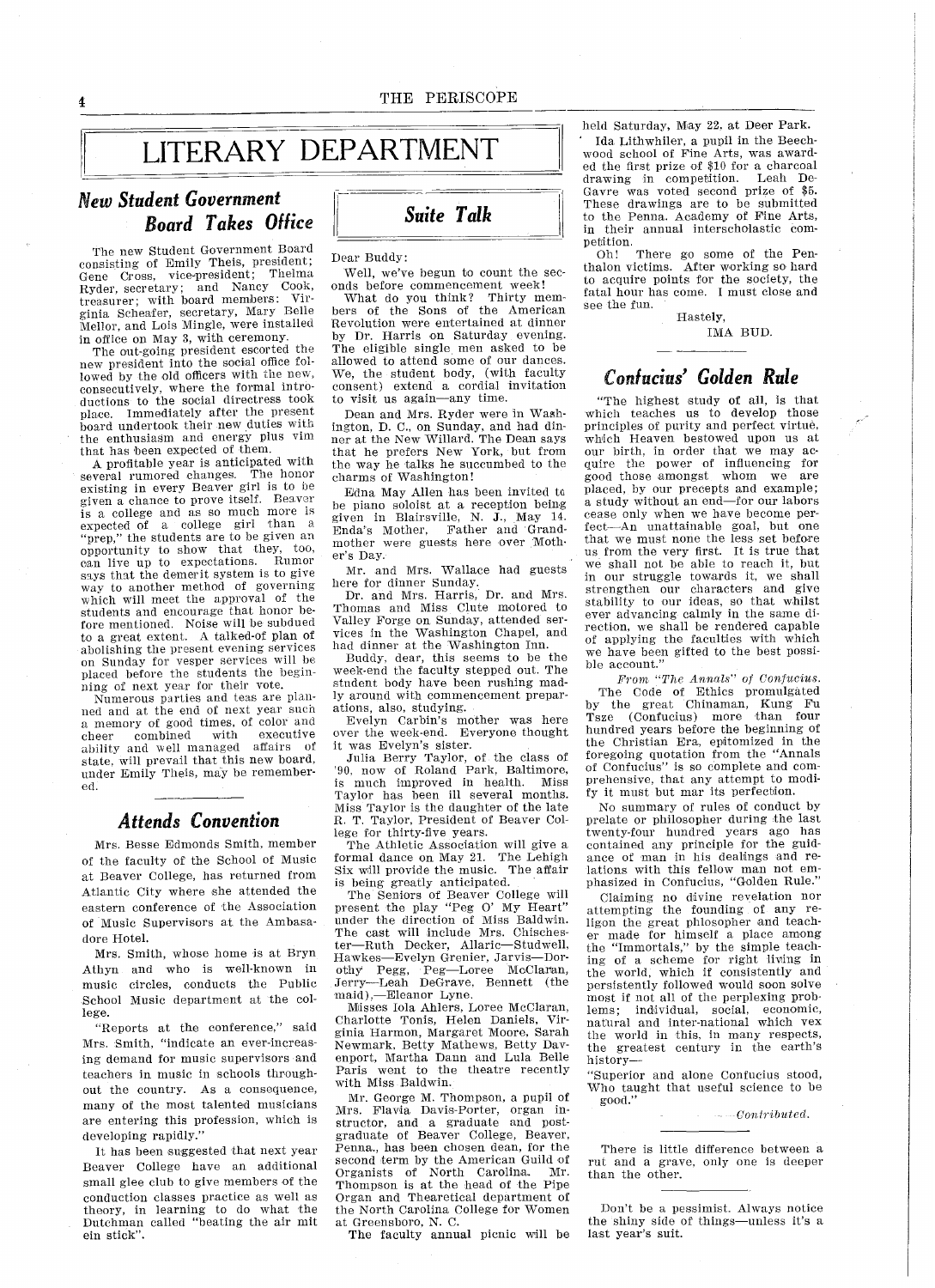# LITERARY DEPARTMENT

## *New Student Government Board Takes Office*

The new Student Government Board consisting of Emily Theis, president; Gene Cross, vice-president; Thelma Ryder, secretary; and Nancy Cook, treasurer; with board members: Virginia Scheafer, secretary, Mary Belle Mellor, and Lois Mingle, were installed in office on May 3, with ceremony.

The out-going president escorted the new president into the social office followed by the old officers with the new, consecutively, where the formal introductions to the social directress took place. Immediately after the present board undertook their new duties with the enthusiasm and energy plus vim that has been expected of them.

A profitable year is anticipated with several rumored changes. The honor existing in every Beaver girl is to be given a chance to prove itself. Beaver is a college and as so much more is expected of a college girl than a "prep," the students are to be given an opportunity to show that they, too, can live up to expectations. Rumor says that the demerit system is to give way to another method of governing which will meet the approval of the students and encourage that honor before mentioned. Noise will be subdued to a great extent. A talked-of plan of abolishing the present evening services on Sunday for vesper services will be placed before the students the beginning of next year for their vote.

Numerous parties and teas are planned and at the end of next year such a memory of good times, of color and cheer combined with executive ability and well managed affairs of state, will prevail that this new board, under Emily Theis, may be remembered.

## *Attends Convention*

Mrs. Besse Edmonds Smith, member of the faculty of the School of Music at Beaver College, has returned from Atlantic City where she attended the eastern conference of the Association of Music Supervisors at the Ambasadore Hotel.

Mrs. Smith, whose home is at Bryn Athyn and who is well-known in music circles, conducts the Public School Music department at the college.

"Reports at the conference," said Mrs. Smith, "indicate an ever-increasing demand for music supervisors and teachers in music in schools throughout the country. As a consequence, many of the most talented musicians are entering this profession, which is developing rapidly."

It has been suggested that next year Beaver College have an additional small glee club to give members of the conduction classes practice as well as theory, in learning to do what the Dutchman called "beating the air mit ein stick".

## *Suite Talk*

Dear Buddy:

Well, we've begun to count the seconds before commencement week!

What do you think? Thirty members of the Sons of the American Revolution were entertained at dinner by Dr. Harris on Saturday evening. The eligible single men asked to be allowed to attend some of our dances. We, the student body, (with faculty consent) extend a cordial invitation to visit us again—any time.

Dean and Mrs. Ryder were in Washington, D. C., on Sunday, and had dinner at the New Willard. The Dean says that he prefers New York, but from the way he talks he has succumbed to the charms of Washington!

Edna May Allen has been invited to be piano soloist at a reception being given in Blairsville, N. J., May 14. Enda's Mother, Father and Grandmother were guests here over Mother's Day.

Mr. and Mrs. Wallace had guests here for dinner Sunday.

Dr. and Mrs. Harris, Dr. and Mrs. Thomas and Miss Clute motored to Valley Forge on Sunday, attended services in the Washington Chapel, and had dinner at the Washington Inn.

Buddy, dear, this seems to be the week-end the faculty stepped out. The student body have been rushing madly around with commencement preparations, also, studying.

Evelyn Carbin's mother was here over the week-end. Everyone thought it was Evelyn's sister.

Julia Berry Taylor, of the class of '90, now of Roland Park, Baltimore, is much improved in health. Miss Taylor has been ill several months. Miss Taylor is the daughter of the late R. T. Taylor, President of Beaver College for thirty-five years.

The Athletic Association will give a formal dance on May 21. The Lehigh Six will provide the music. The affair is being greatly anticipated.

The Seniors of Beaver College will present the play "Peg O' My Heart" under the direction of Miss Baldwin. The cast will include Mrs. Chischester—Ruth Decker, Allaric—Studwell, Hawkes—Evelyn Grenier, Jarvis—Dorothy Pegg, Peg—Loree McClaran, Jerry—Leah DeGrave, Bennett (the maid),—Eleanor Lyne.

Misses Iola Ahlers, Loree McClaran, Charlotte Tonis, Helen Daniels, Virginia Harmon, Margaret Moore, Sarah Newmark, Betty Mathews, Betty Davenport, Martha Dann and Lula Belle Paris went to the theatre recently with Miss Baldwin.

Mr. George M. Thompson, a pupil of Mrs. Flavia Davis-Porter, organ instructor, and a graduate and postgraduate of Beaver College, Beaver, Penna., has been chosen dean, for the second term by the American Guild of Organists of North Carolina. Mr. Thompson is at the head of the Pipe Organ and Thearetical department of the North Carolina College for Women at Greensboro, N. C.

The faculty annual picnic will be held Saturday, May 22, at Deer Park.

Ida Lithwhiler, a pupil in the Beechwood school of Fine Arts, was awarded the first prize of $10 for a charcoal drawing in competition. Leah DeGavre was voted second prize of $5. These drawings are to be submitted to the Penna. Academy of Fine Arts, in their annual interscholastic competition.

Oh! There go some of the Penthalon victims. After working so hard to acquire points for the society, the fatal hour has come. I must close and see the fun.

Hastely,

IMA BUD.

## *Confucius' Golden Rule*

"The highest study of all, is that which teaches us to develop those principles of purity and perfect virtue, which Heaven bestowed upon us at our birth, in order that we may acquire the power of influencing for good those amongst whom we are placed, by our precepts and example; a study without an end—for our labors cease only when we have become perfect—An unattainable goal, but one that we must none the less set before us from the very first. It is true that we shall not be able to reach it, but in our struggle towards it, we shall strengthen our characters and give stability to our ideas, so that whilst ever advancing calmly in the same direction, we shall be rendered capable of applying the faculties with which we have been gifted to the best possible account."

*From "The Annals" of Confucius.*

The Code of Ethics promulgated by the great Chinaman, Kung Fu Tsze (Confucius) more than four hundred years before the beginning of the Christian Era, epitomized in the foregoing quotation from the "Annals of Confucius" is so complete and comprehensive, that any attempt to modify it must but mar its perfection.

No summary of rules of conduct by prelate or philosopher during the last twenty-four hundred years ago has contained any principle for the guidance of man in his dealings and relations with this fellow man not emphasized in Confucius, "Golden Rule."

Claiming no divine revelation nor attempting the founding of any religon the great phlosopher and teacher made for himself a place among the "Immortals," by the simple teaching of a scheme for right living in the world, which if consistently and persistently followed would soon solve most if not all of the perplexing problems; individual, social, economic, natural and inter-national which vex the world in this, in many respects, the greatest century in the earth's history—

"Superior and alone Confucius stood,
Who taught that useful science to be good."

*Contributed.*

---

There is little difference between a rut and a grave, only one is deeper than the other.

---

Don't be a pessimist. Always notice the shiny side of things—unless it's a last year's suit.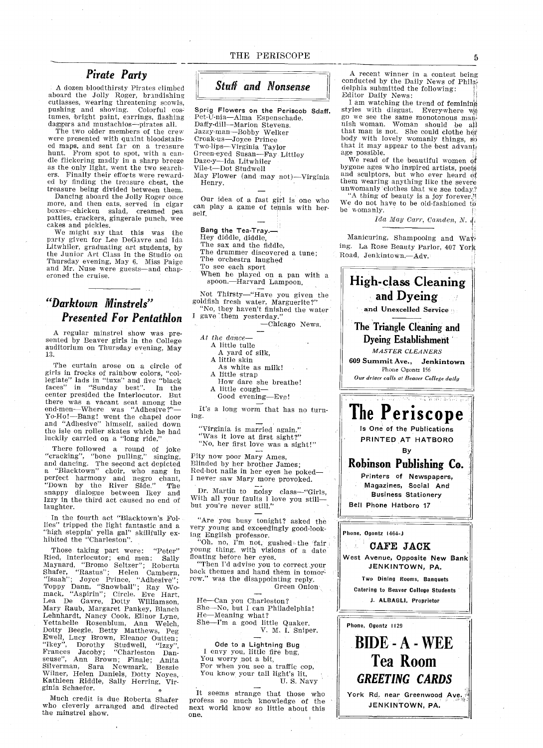## Pirate Party

A dozen bloodthirsty Pirates climbed aboard the Jolly Roger, brandishing cutlasses, wearing threatening scowls, pushing and shoving. Colorful costumes, bright paint, earrings, flashing daggers and mustachios—pirates all.

The two older members of the crew were presented with quaint bloodstained maps, and sent far on a treasure hunt. From spot to spot, with a candle flickering madly in a sharp breeze as the only light, went the two searchers. Finally their efforts were rewarded by finding the treasure chest, the treasure being divided between them.

Dancing aboard the Jolly Roger once more, and then eats, served in cigar boxes—chicken salad, creamed pea patties, crackers, gingerale punch, wee cakes and pickles.

We might say that this was the party given for Lee DeGavre and Ida Litwhiler, graduating art students, by the Junior Art Class in the Studio on Thursday evening, May 6. Miss Paige and Mr. Nuse were guests—and chaperoned the cruise.

## "Darktown Minstrels" Presented For Pentathlon

A regular minstrel show was presented by Beaver girls in the College auditorium on Thursday evening, May 13.

The curtain arose on a circle of girls in frocks of rainbow colors, "collegiate" lads in "tuxs" and five "black faces" in "Sunday best". In the center presided the Interlocutor. But there was a vacant seat among the end-men—Where was "Adhesive?"—Yo-Ho!—Bang! went the chapel door and "Adhesive" himself, sailed down the isle on roller skates which he had luckily carried on a "long ride."

There followed a round of joke "cracking", "bone pulling," singing, and dancing. The second act depicted a "Blacktown" choir, who sang in perfect harmony and negro chant, "Down by the River Side." The snappy dialogue between Ikey and Izzy in the third act caused no end of laughter.

In the fourth act "Blacktown's Follies" tripped the light fantastic and a "high steppin' yella gal" skillfully exhibited the "Charleston".

Those taking part were: "Peter" Ried, Interlocutor; end men: Sally Maynard, "Bromo Seltzer"; Roberta Shafer, "Rastus"; Helen Cambern, "Isaah"; Joyce Prince, "Adhesive"; Toppy Dann, "Snowball"; Ray Womack, "Aspirin"; Circle. Eve Hart, Lea De Gavre, Dotty Williamson, Mary Raub, Margaret Pankey, Blanch Lehnhardt, Nancy Cook, Elinor Lyne, Yettabelle Rosenblum, Ann Welch, Dotty Beegle, Betty Matthews, Peg Ewell, Lucy Brown, Eleanor Outten; "Ikey", Dorothy Studwell, "Izzy", Frances Jacoby; "Charleston Danseuse", Ann Brown; Finale; Anita Silverman, Sara Newmark, Bessie Wilner, Helen Daniels, Dotty Noyes, Kathleen Riddle, Sally Herring, Virginia Schaefer.

Much credit is due Roberta Shafer who cleverly arranged and directed the minstrel show.

## Stuff and Nonsense

**Sprig Flowers on the Periscob Sdaff.**
Pet-U-nia—Alma Espenschade.
Daffy-dill—Marion Stevens.
Jazzy-man—Bobby Welker
Croak-us—Joyce Prince
Two-lips—Virginia Taylor
Green-eyed Susan—Fay Littley
Daze-y—Ida Litwhiler
Vile-t—Dot Studwell
May Flower (and may not)—Virginia Henry.

—

Our idea of a fast girl is one who can play a game of tennis with herself.

—

**Bang the Tea-Tray.—**
Hey diddle, diddle,
The sax and the fiddle,
The drummer discovered a tune;
The orchestra laughed
To see each sport
When he played on a pan with a spoon.—Harvard Lampoon.

Not Thirsty—"Have you given the goldfish fresh water, Marguerite?"
"No, they haven't finished the water I gave them yesterday."
—Chicago News.

*At the dance—*
A little tulle
A yard of silk,
A little skin
As white as milk!
A little strap
How dare she breathe!
A little cough—
Good evening—Eve!

—

It's a long worm that has no turning.

—

"Virginia is married again."
"Was it love at first sight?"
"No, her first love was a sight!"

—

Pity now poor Mary Ames,
Blinded by her brother James;
Red-hot nails in her eyes he poked—
I never saw Mary more provoked.

—

Dr. Martin to noisy class—"Girls, With all your faults I love you still—but you're never still."

—

"Are you busy tonight? asked the very young and exceedingly good-looking English professor.
"Oh, no, I'm not, gushed the fair young thing, with visions of a date floating before her eyes.
"Then I'd advise you to correct your back themes and hand them in tomorrow." was the disappointing reply.
Green Onion

—

He—Can you Charleston?
She—No, but I can Philadelphia!
He—Meaning what?
She—I'm a good little Quaker.
V. M. I. Sniper.

—

**Ode to a Lightning Bug**
I envy you, little fire bug,
You worry not a bit,
For when you see a traffic cop,
You know your tail light's lit.
U. S. Navy

—

It seems strange that those who profess so much knowledge of the next world know so little about this one.

---

A recent winner in a contest being conducted by the Daily News of Philadelphia submitted the following:

Editor Daily News:

I am watching the trend of feminine styles with disgust. Everywhere we go we see the same monotonous mannish woman. Woman should be all that man is not. She could clothe her body with lovely womanly things, so that it may appear to the best advantage possible.

We read of the beautiful women of bygone ages who inspired artists, poets and sculptors, but who ever heard of them wearing anything like the severe unwomanly clothes that we see today?

"A thing of beauty is a joy forever." We do not have to be old-fashioned to be womanly.

*Ida May Carr, Camden, N. J.*

---

Manicuring, Shampooing and Waving. La Rose Beauty Parlor, 407 York Road, Jenkintown.—Adv.

---

**High-class Cleaning and Dyeing**
**and Unexcelled Service**

**The Triangle Cleaning and Dyeing Establishment**
*MASTER CLEANERS*
**609 Summit Ave., Jenkintown**
Phone Ogontz 156
*Our driver calls at Beaver College daily*

---

# The Periscope
**Is One of the Publications**
**PRINTED AT HATBORO**
**By**
**Robinson Publishing Co.**
**Printers of Newspapers, Magazines, Social And Business Stationery**
**Bell Phone Hatboro 17**

---

**Phone, Ogontz 1464-J**

**CAFE JACK**
**West Avenue, Opposite New Bank**
**JENKINTOWN, PA.**
**Two Dining Rooms, Banquets**
**Catering to Beaver College Students**
**J. ALBAGLI, Proprietor**

---

**Phone, Ogontz 1129**

# BIDE - A - WEE Tea Room
***GREETING CARDS***
**York Rd. near Greenwood Ave.**
**JENKINTOWN, PA.**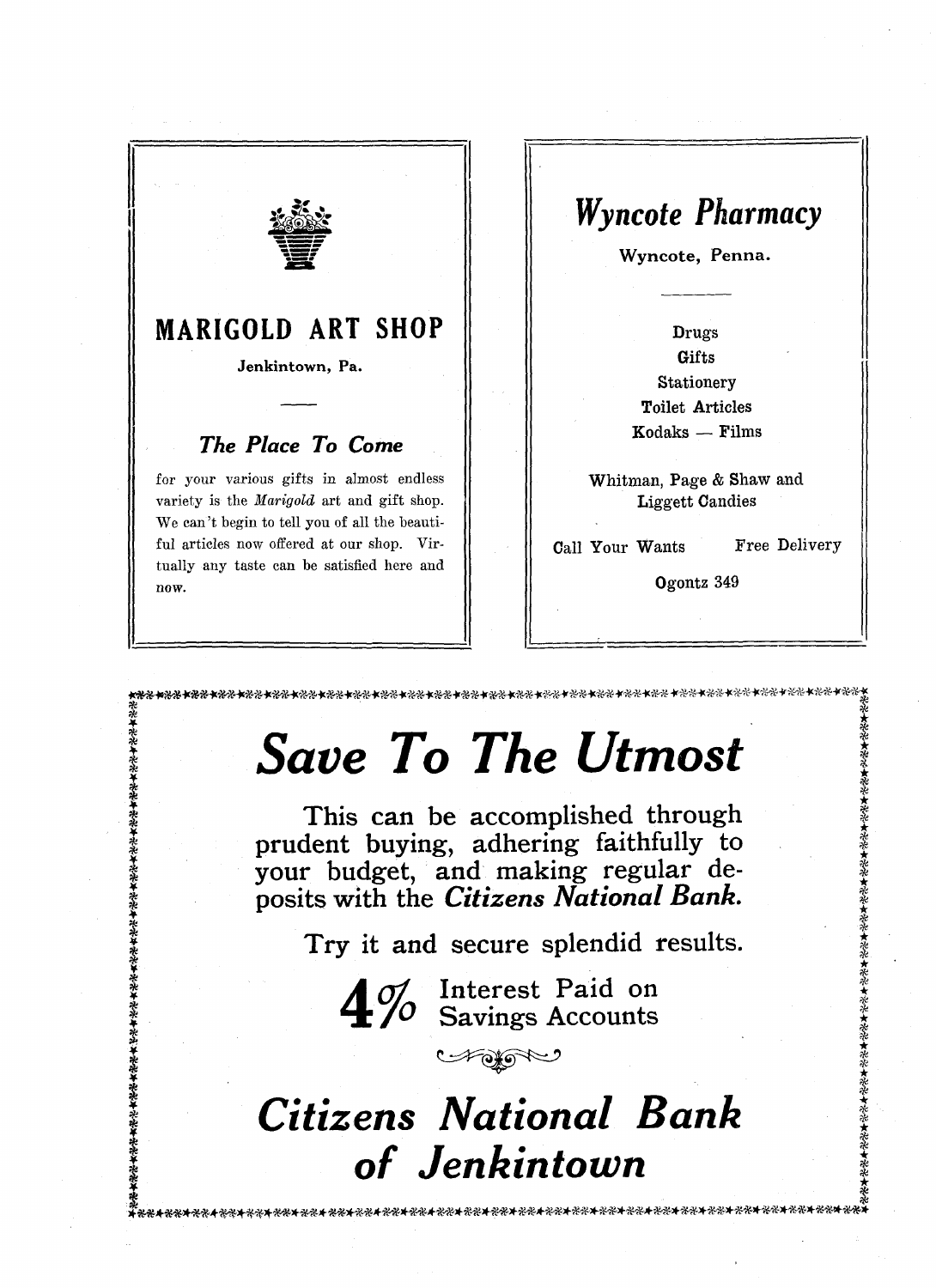## MARIGOLD ART SHOP

**Jenkintown, Pa.**

### *The Place To Come*

for your various gifts in almost endless variety is the *Marigold* art and gift shop. We can't begin to tell you of all the beautiful articles now offered at our shop. Virtually any taste can be satisfied here and now.

## *Wyncote Pharmacy*

**Wyncote, Penna.**

Drugs
Gifts
Stationery
Toilet Articles
Kodaks — Films

Whitman, Page & Shaw and Liggett Candies

Call Your Wants — Free Delivery

Ogontz 349

# *Save To The Utmost*

This can be accomplished through prudent buying, adhering faithfully to your budget, and making regular deposits with the ***Citizens National Bank.***

Try it and secure splendid results.

**4%** Interest Paid on Savings Accounts

## *Citizens National Bank of Jenkintown*